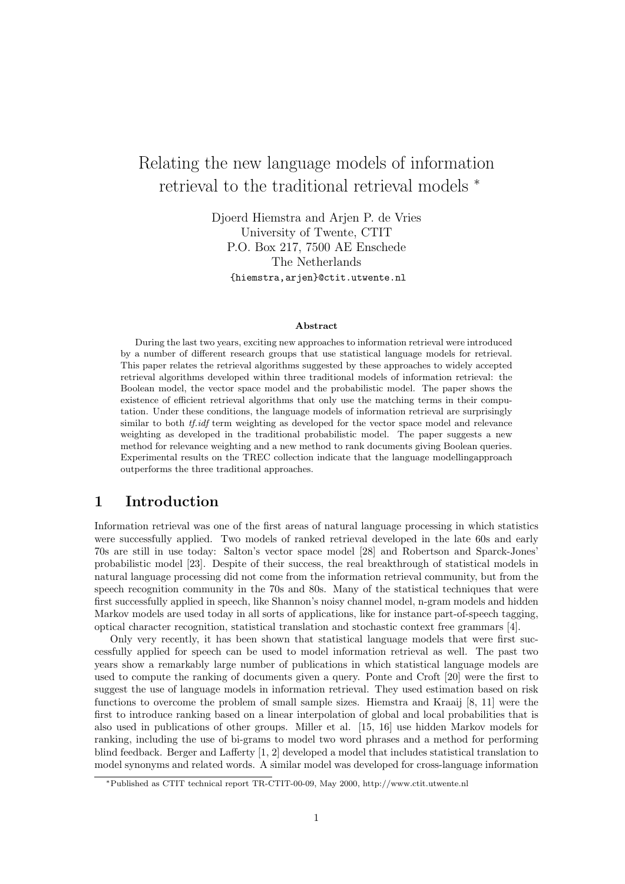// Relating the new language models of information retrieval to the traditional retrieval models *

Djoerd Hiemstra and Arjen P. de Vries
University of Twente, CTIT
P.O. Box 217, 7500 AE Enschede
The Netherlands
{hiemstra,arjen}@ctit.utwente.nl

**Abstract**

During the last two years, exciting new approaches to information retrieval were introduced by a number of different research groups that use statistical language models for retrieval. This paper relates the retrieval algorithms suggested by these approaches to widely accepted retrieval algorithms developed within three traditional models of information retrieval: the Boolean model, the vector space model and the probabilistic model. The paper shows the existence of efficient retrieval algorithms that only use the matching terms in their computation. Under these conditions, the language models of information retrieval are surprisingly similar to both *tf.idf* term weighting as developed for the vector space model and relevance weighting as developed in the traditional probabilistic model. The paper suggests a new method for relevance weighting and a new method to rank documents giving Boolean queries. Experimental results on the TREC collection indicate that the language modellingapproach outperforms the three traditional approaches.

## 1 Introduction

Information retrieval was one of the first areas of natural language processing in which statistics were successfully applied. Two models of ranked retrieval developed in the late 60s and early 70s are still in use today: Salton's vector space model [28] and Robertson and Sparck-Jones' probabilistic model [23]. Despite of their success, the real breakthrough of statistical models in natural language processing did not come from the information retrieval community, but from the speech recognition community in the 70s and 80s. Many of the statistical techniques that were first successfully applied in speech, like Shannon's noisy channel model, n-gram models and hidden Markov models are used today in all sorts of applications, like for instance part-of-speech tagging, optical character recognition, statistical translation and stochastic context free grammars [4].

Only very recently, it has been shown that statistical language models that were first successfully applied for speech can be used to model information retrieval as well. The past two years show a remarkably large number of publications in which statistical language models are used to compute the ranking of documents given a query. Ponte and Croft [20] were the first to suggest the use of language models in information retrieval. They used estimation based on risk functions to overcome the problem of small sample sizes. Hiemstra and Kraaij [8, 11] were the first to introduce ranking based on a linear interpolation of global and local probabilities that is also used in publications of other groups. Miller et al. [15, 16] use hidden Markov models for ranking, including the use of bi-grams to model two word phrases and a method for performing blind feedback. Berger and Lafferty [1, 2] developed a model that includes statistical translation to model synonyms and related words. A similar model was developed for cross-language information

*Published as CTIT technical report TR-CTIT-00-09, May 2000, http://www.ctit.utwente.nl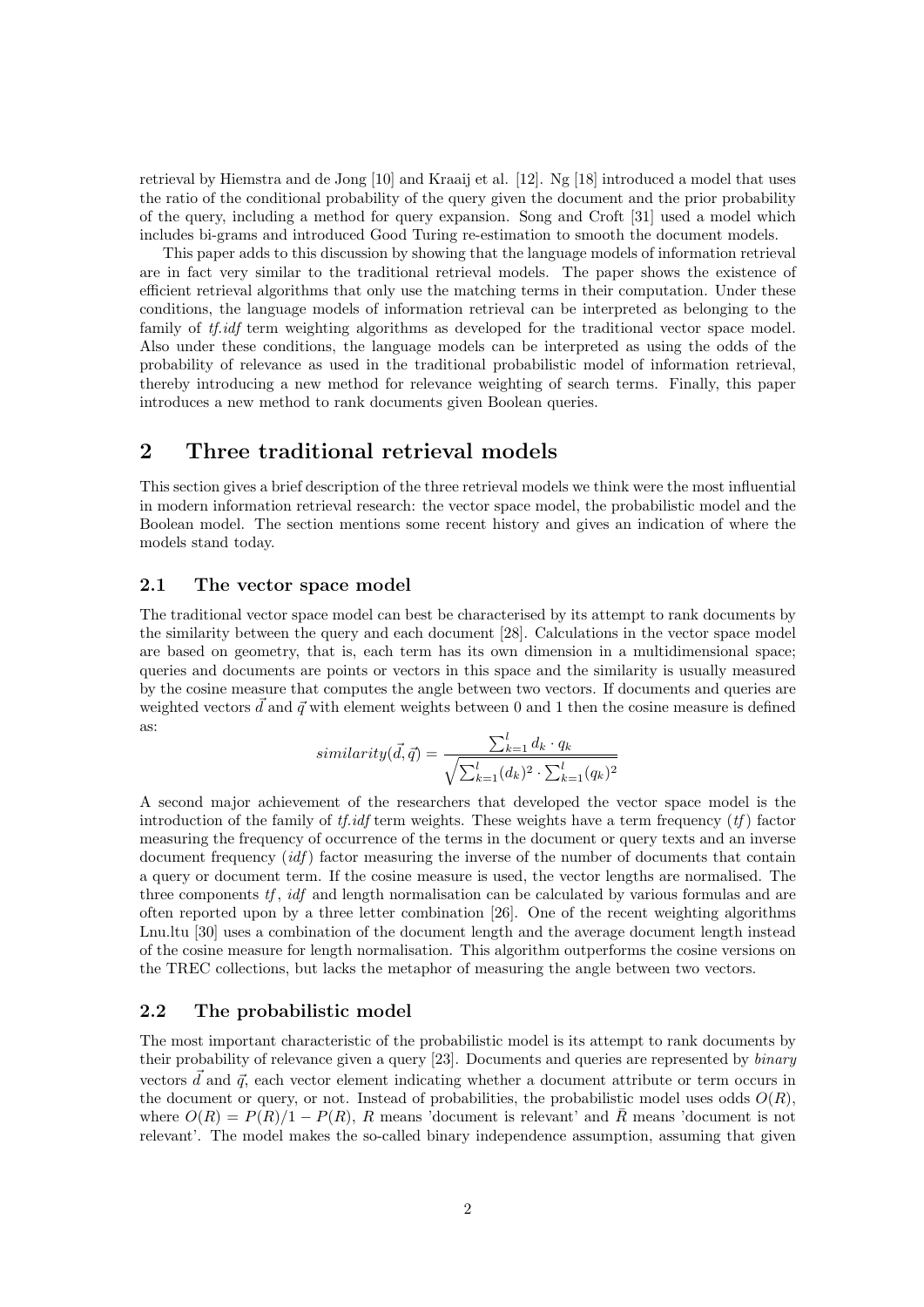retrieval by Hiemstra and de Jong [10] and Kraaij et al. [12]. Ng [18] introduced a model that uses the ratio of the conditional probability of the query given the document and the prior probability of the query, including a method for query expansion. Song and Croft [31] used a model which includes bi-grams and introduced Good Turing re-estimation to smooth the document models.

This paper adds to this discussion by showing that the language models of information retrieval are in fact very similar to the traditional retrieval models. The paper shows the existence of efficient retrieval algorithms that only use the matching terms in their computation. Under these conditions, the language models of information retrieval can be interpreted as belonging to the family of *tf.idf* term weighting algorithms as developed for the traditional vector space model. Also under these conditions, the language models can be interpreted as using the odds of the probability of relevance as used in the traditional probabilistic model of information retrieval, thereby introducing a new method for relevance weighting of search terms. Finally, this paper introduces a new method to rank documents given Boolean queries.

## 2 Three traditional retrieval models

This section gives a brief description of the three retrieval models we think were the most influential in modern information retrieval research: the vector space model, the probabilistic model and the Boolean model. The section mentions some recent history and gives an indication of where the models stand today.

### 2.1 The vector space model

The traditional vector space model can best be characterised by its attempt to rank documents by the similarity between the query and each document [28]. Calculations in the vector space model are based on geometry, that is, each term has its own dimension in a multidimensional space; queries and documents are points or vectors in this space and the similarity is usually measured by the cosine measure that computes the angle between two vectors. If documents and queries are weighted vectors $\vec{d}$ and $\vec{q}$ with element weights between 0 and 1 then the cosine measure is defined as:

$$similarity(\vec{d}, \vec{q}) = \frac{\sum_{k=1}^{l} d_k \cdot q_k}{\sqrt{\sum_{k=1}^{l} (d_k)^2 \cdot \sum_{k=1}^{l} (q_k)^2}}$$

A second major achievement of the researchers that developed the vector space model is the introduction of the family of *tf.idf* term weights. These weights have a term frequency (*tf*) factor measuring the frequency of occurrence of the terms in the document or query texts and an inverse document frequency (*idf*) factor measuring the inverse of the number of documents that contain a query or document term. If the cosine measure is used, the vector lengths are normalised. The three components *tf*, *idf* and length normalisation can be calculated by various formulas and are often reported upon by a three letter combination [26]. One of the recent weighting algorithms Lnu.ltu [30] uses a combination of the document length and the average document length instead of the cosine measure for length normalisation. This algorithm outperforms the cosine versions on the TREC collections, but lacks the metaphor of measuring the angle between two vectors.

### 2.2 The probabilistic model

The most important characteristic of the probabilistic model is its attempt to rank documents by their probability of relevance given a query [23]. Documents and queries are represented by *binary* vectors $\vec{d}$ and $\vec{q}$, each vector element indicating whether a document attribute or term occurs in the document or query, or not. Instead of probabilities, the probabilistic model uses odds $O(R)$, where $O(R) = P(R)/1 - P(R)$, $R$ means 'document is relevant' and $\bar{R}$ means 'document is not relevant'. The model makes the so-called binary independence assumption, assuming that given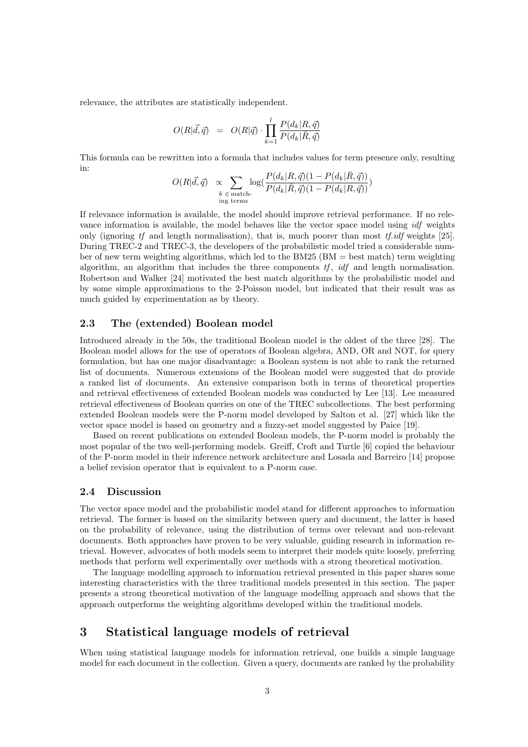relevance, the attributes are statistically independent.

$$O(R|\vec{d},\vec{q}) \;\;=\;\; O(R|\vec{q}) \cdot \prod_{k=1}^{l} \frac{P(d_k|R,\vec{q})}{P(d_k|\bar{R},\vec{q})}$$

This formula can be rewritten into a formula that includes values for term presence only, resulting in:

$$O(R|\vec{d},\vec{q}) \;\;\propto \sum_{\substack{k\,\in\,\text{match-}\\\text{ing terms}}} \log(\frac{P(d_k|R,\vec{q})(1-P(d_k|\bar{R},\vec{q}))}{P(d_k|\bar{R},\vec{q})(1-P(d_k|R,\vec{q}))})$$

If relevance information is available, the model should improve retrieval performance. If no relevance information is available, the model behaves like the vector space model using *idf* weights only (ignoring *tf* and length normalisation), that is, much poorer than most *tf.idf* weights [25]. During TREC-2 and TREC-3, the developers of the probabilistic model tried a considerable number of new term weighting algorithms, which led to the BM25 (BM = best match) term weighting algorithm, an algorithm that includes the three components *tf*, *idf* and length normalisation. Robertson and Walker [24] motivated the best match algorithms by the probabilistic model and by some simple approximations to the 2-Poisson model, but indicated that their result was as much guided by experimentation as by theory.

## 2.3 The (extended) Boolean model

Introduced already in the 50s, the traditional Boolean model is the oldest of the three [28]. The Boolean model allows for the use of operators of Boolean algebra, AND, OR and NOT, for query formulation, but has one major disadvantage: a Boolean system is not able to rank the returned list of documents. Numerous extensions of the Boolean model were suggested that do provide a ranked list of documents. An extensive comparison both in terms of theoretical properties and retrieval effectiveness of extended Boolean models was conducted by Lee [13]. Lee measured retrieval effectiveness of Boolean queries on one of the TREC subcollections. The best performing extended Boolean models were the P-norm model developed by Salton et al. [27] which like the vector space model is based on geometry and a fuzzy-set model suggested by Paice [19].

Based on recent publications on extended Boolean models, the P-norm model is probably the most popular of the two well-performing models. Greiff, Croft and Turtle [6] copied the behaviour of the P-norm model in their inference network architecture and Losada and Barreiro [14] propose a belief revision operator that is equivalent to a P-norm case.

## 2.4 Discussion

The vector space model and the probabilistic model stand for different approaches to information retrieval. The former is based on the similarity between query and document, the latter is based on the probability of relevance, using the distribution of terms over relevant and non-relevant documents. Both approaches have proven to be very valuable, guiding research in information retrieval. However, advocates of both models seem to interpret their models quite loosely, preferring methods that perform well experimentally over methods with a strong theoretical motivation.

The language modelling approach to information retrieval presented in this paper shares some interesting characteristics with the three traditional models presented in this section. The paper presents a strong theoretical motivation of the language modelling approach and shows that the approach outperforms the weighting algorithms developed within the traditional models.

# 3 Statistical language models of retrieval

When using statistical language models for information retrieval, one builds a simple language model for each document in the collection. Given a query, documents are ranked by the probability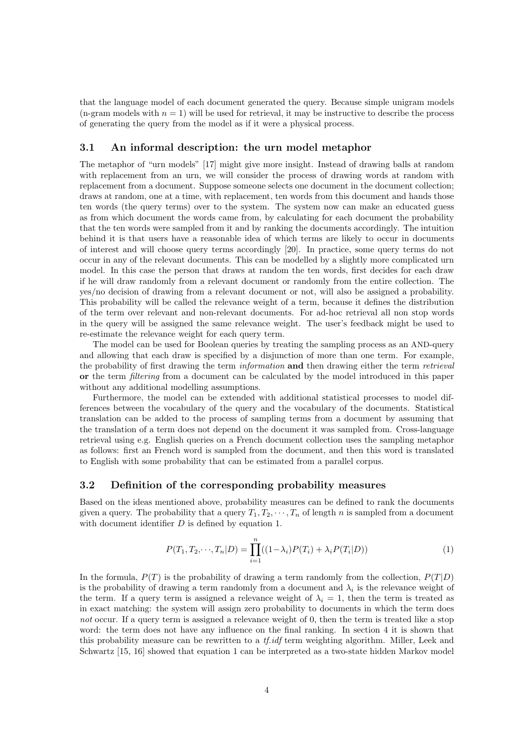that the language model of each document generated the query. Because simple unigram models (n-gram models with $n = 1$) will be used for retrieval, it may be instructive to describe the process of generating the query from the model as if it were a physical process.

### 3.1 An informal description: the urn model metaphor

The metaphor of "urn models" [17] might give more insight. Instead of drawing balls at random with replacement from an urn, we will consider the process of drawing words at random with replacement from a document. Suppose someone selects one document in the document collection; draws at random, one at a time, with replacement, ten words from this document and hands those ten words (the query terms) over to the system. The system now can make an educated guess as from which document the words came from, by calculating for each document the probability that the ten words were sampled from it and by ranking the documents accordingly. The intuition behind it is that users have a reasonable idea of which terms are likely to occur in documents of interest and will choose query terms accordingly [20]. In practice, some query terms do not occur in any of the relevant documents. This can be modelled by a slightly more complicated urn model. In this case the person that draws at random the ten words, first decides for each draw if he will draw randomly from a relevant document or randomly from the entire collection. The yes/no decision of drawing from a relevant document or not, will also be assigned a probability. This probability will be called the relevance weight of a term, because it defines the distribution of the term over relevant and non-relevant documents. For ad-hoc retrieval all non stop words in the query will be assigned the same relevance weight. The user's feedback might be used to re-estimate the relevance weight for each query term.

The model can be used for Boolean queries by treating the sampling process as an AND-query and allowing that each draw is specified by a disjunction of more than one term. For example, the probability of first drawing the term *information* **and** then drawing either the term *retrieval* **or** the term *filtering* from a document can be calculated by the model introduced in this paper without any additional modelling assumptions.

Furthermore, the model can be extended with additional statistical processes to model differences between the vocabulary of the query and the vocabulary of the documents. Statistical translation can be added to the process of sampling terms from a document by assuming that the translation of a term does not depend on the document it was sampled from. Cross-language retrieval using e.g. English queries on a French document collection uses the sampling metaphor as follows: first an French word is sampled from the document, and then this word is translated to English with some probability that can be estimated from a parallel corpus.

### 3.2 Definition of the corresponding probability measures

Based on the ideas mentioned above, probability measures can be defined to rank the documents given a query. The probability that a query $T_1, T_2, \cdots, T_n$ of length $n$ is sampled from a document with document identifier $D$ is defined by equation 1.

$$P(T_1, T_2, \cdots, T_n|D) = \prod_{i=1}^{n}((1-\lambda_i)P(T_i) + \lambda_i P(T_i|D)) \tag{1}$$

In the formula, $P(T)$ is the probability of drawing a term randomly from the collection, $P(T|D)$ is the probability of drawing a term randomly from a document and $\lambda_i$ is the relevance weight of the term. If a query term is assigned a relevance weight of $\lambda_i = 1$, then the term is treated as in exact matching: the system will assign zero probability to documents in which the term does *not* occur. If a query term is assigned a relevance weight of 0, then the term is treated like a stop word: the term does not have any influence on the final ranking. In section 4 it is shown that this probability measure can be rewritten to a *tf.idf* term weighting algorithm. Miller, Leek and Schwartz [15, 16] showed that equation 1 can be interpreted as a two-state hidden Markov model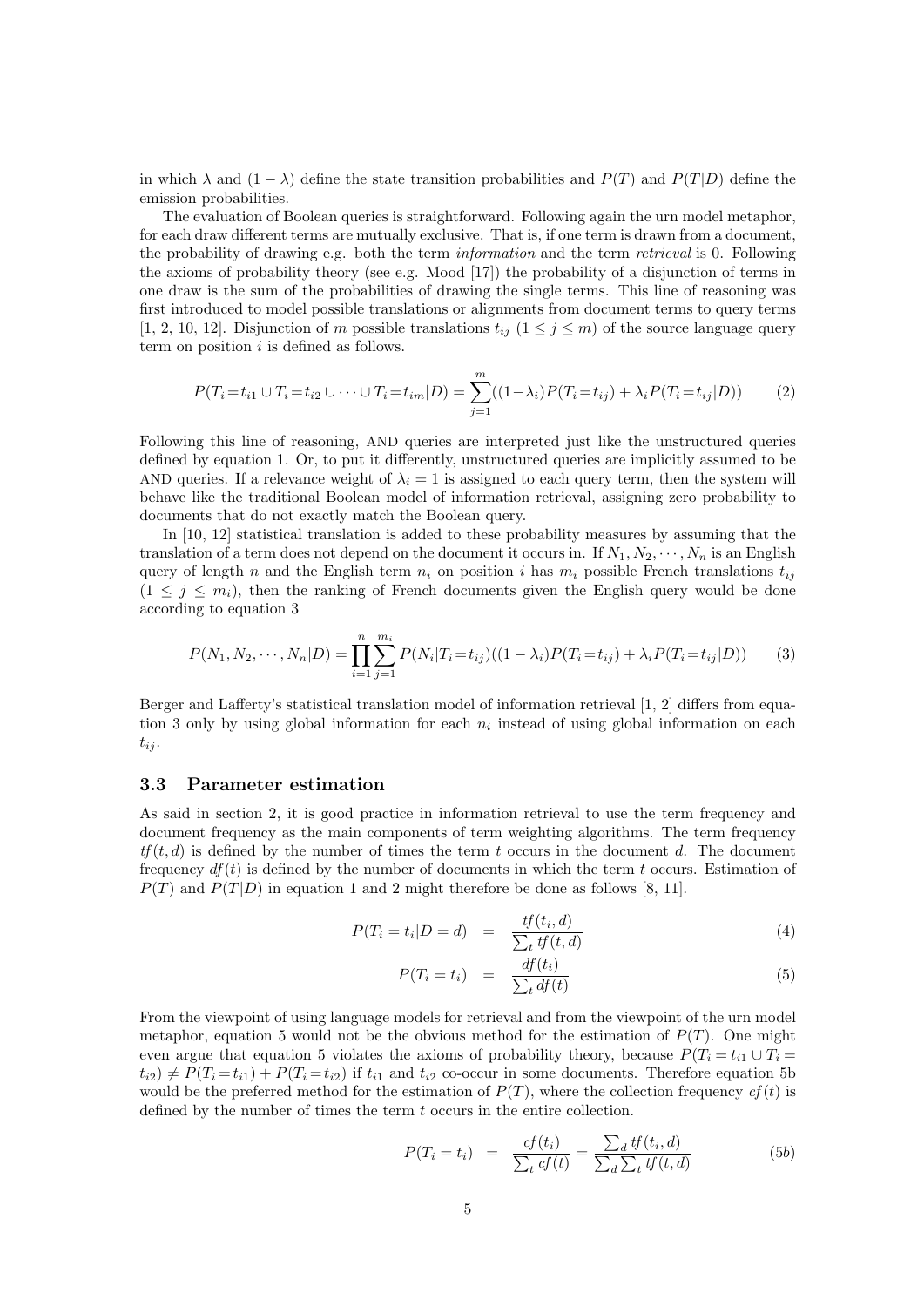in which $\lambda$ and $(1 - \lambda)$ define the state transition probabilities and $P(T)$ and $P(T|D)$ define the emission probabilities.

The evaluation of Boolean queries is straightforward. Following again the urn model metaphor, for each draw different terms are mutually exclusive. That is, if one term is drawn from a document, the probability of drawing e.g. both the term *information* and the term *retrieval* is 0. Following the axioms of probability theory (see e.g. Mood [17]) the probability of a disjunction of terms in one draw is the sum of the probabilities of drawing the single terms. This line of reasoning was first introduced to model possible translations or alignments from document terms to query terms [1, 2, 10, 12]. Disjunction of $m$ possible translations $t_{ij}$ $(1 \leq j \leq m)$ of the source language query term on position $i$ is defined as follows.

$$P(T_i = t_{i1} \cup T_i = t_{i2} \cup \cdots \cup T_i = t_{im}|D) = \sum_{j=1}^{m}((1-\lambda_i)P(T_i = t_{ij}) + \lambda_i P(T_i = t_{ij}|D)) \tag{2}$$

Following this line of reasoning, AND queries are interpreted just like the unstructured queries defined by equation 1. Or, to put it differently, unstructured queries are implicitly assumed to be AND queries. If a relevance weight of $\lambda_i = 1$ is assigned to each query term, then the system will behave like the traditional Boolean model of information retrieval, assigning zero probability to documents that do not exactly match the Boolean query.

In [10, 12] statistical translation is added to these probability measures by assuming that the translation of a term does not depend on the document it occurs in. If $N_1, N_2, \cdots, N_n$ is an English query of length $n$ and the English term $n_i$ on position $i$ has $m_i$ possible French translations $t_{ij}$ $(1 \leq j \leq m_i)$, then the ranking of French documents given the English query would be done according to equation 3

$$P(N_1, N_2, \cdots, N_n|D) = \prod_{i=1}^{n}\sum_{j=1}^{m_i} P(N_i|T_i = t_{ij})((1-\lambda_i)P(T_i = t_{ij}) + \lambda_i P(T_i = t_{ij}|D)) \tag{3}$$

Berger and Lafferty's statistical translation model of information retrieval [1, 2] differs from equation 3 only by using global information for each $n_i$ instead of using global information on each $t_{ij}$.

### 3.3 Parameter estimation

As said in section 2, it is good practice in information retrieval to use the term frequency and document frequency as the main components of term weighting algorithms. The term frequency $tf(t, d)$ is defined by the number of times the term $t$ occurs in the document $d$. The document frequency $df(t)$ is defined by the number of documents in which the term $t$ occurs. Estimation of $P(T)$ and $P(T|D)$ in equation 1 and 2 might therefore be done as follows [8, 11].

$$P(T_i = t_i|D = d) = \frac{tf(t_i, d)}{\sum_t tf(t, d)} \tag{4}$$

$$P(T_i = t_i) = \frac{df(t_i)}{\sum_t df(t)} \tag{5}$$

From the viewpoint of using language models for retrieval and from the viewpoint of the urn model metaphor, equation 5 would not be the obvious method for the estimation of $P(T)$. One might even argue that equation 5 violates the axioms of probability theory, because $P(T_i = t_{i1} \cup T_i = t_{i2}) \neq P(T_i = t_{i1}) + P(T_i = t_{i2})$ if $t_{i1}$ and $t_{i2}$ co-occur in some documents. Therefore equation 5b would be the preferred method for the estimation of $P(T)$, where the collection frequency $cf(t)$ is defined by the number of times the term $t$ occurs in the entire collection.

$$P(T_i = t_i) = \frac{cf(t_i)}{\sum_t cf(t)} = \frac{\sum_d tf(t_i, d)}{\sum_d \sum_t tf(t, d)} \tag{5b}$$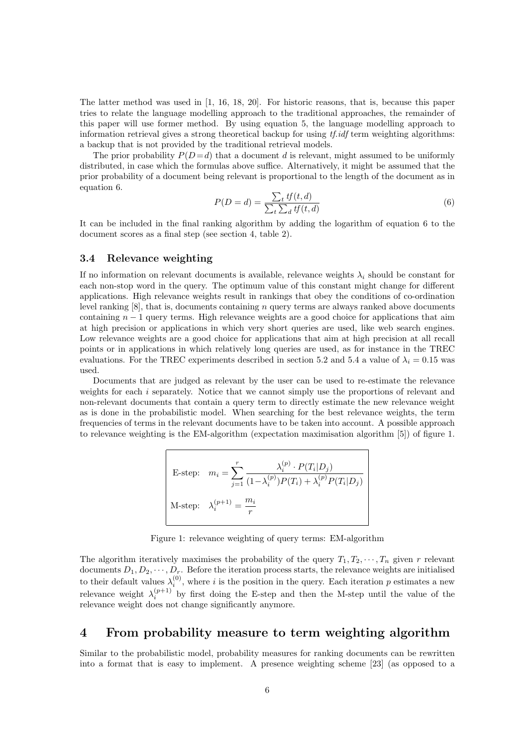The latter method was used in [1, 16, 18, 20]. For historic reasons, that is, because this paper tries to relate the language modelling approach to the traditional approaches, the remainder of this paper will use former method. By using equation 5, the language modelling approach to information retrieval gives a strong theoretical backup for using *tf.idf* term weighting algorithms: a backup that is not provided by the traditional retrieval models.

The prior probability $P(D=d)$ that a document $d$ is relevant, might assumed to be uniformly distributed, in case which the formulas above suffice. Alternatively, it might be assumed that the prior probability of a document being relevant is proportional to the length of the document as in equation 6.

$$P(D=d) = \frac{\sum_t tf(t,d)}{\sum_t \sum_d tf(t,d)} \tag{6}$$

It can be included in the final ranking algorithm by adding the logarithm of equation 6 to the document scores as a final step (see section 4, table 2).

### 3.4 Relevance weighting

If no information on relevant documents is available, relevance weights $\lambda_i$ should be constant for each non-stop word in the query. The optimum value of this constant might change for different applications. High relevance weights result in rankings that obey the conditions of co-ordination level ranking [8], that is, documents containing $n$ query terms are always ranked above documents containing $n-1$ query terms. High relevance weights are a good choice for applications that aim at high precision or applications in which very short queries are used, like web search engines. Low relevance weights are a good choice for applications that aim at high precision at all recall points or in applications in which relatively long queries are used, as for instance in the TREC evaluations. For the TREC experiments described in section 5.2 and 5.4 a value of $\lambda_i = 0.15$ was used.

Documents that are judged as relevant by the user can be used to re-estimate the relevance weights for each $i$ separately. Notice that we cannot simply use the proportions of relevant and non-relevant documents that contain a query term to directly estimate the new relevance weight as is done in the probabilistic model. When searching for the best relevance weights, the term frequencies of terms in the relevant documents have to be taken into account. A possible approach to relevance weighting is the EM-algorithm (expectation maximisation algorithm [5]) of figure 1.

$$\text{E-step:} \quad m_i = \sum_{j=1}^{r} \frac{\lambda_i^{(p)} \cdot P(T_i|D_j)}{(1-\lambda_i^{(p)})P(T_i) + \lambda_i^{(p)} P(T_i|D_j)}$$

$$\text{M-step:} \quad \lambda_i^{(p+1)} = \frac{m_i}{r}$$

Figure 1: relevance weighting of query terms: EM-algorithm

The algorithm iteratively maximises the probability of the query $T_1, T_2, \cdots, T_n$ given $r$ relevant documents $D_1, D_2, \cdots, D_r$. Before the iteration process starts, the relevance weights are initialised to their default values $\lambda_i^{(0)}$, where $i$ is the position in the query. Each iteration $p$ estimates a new relevance weight $\lambda_i^{(p+1)}$ by first doing the E-step and then the M-step until the value of the relevance weight does not change significantly anymore.

## 4 From probability measure to term weighting algorithm

Similar to the probabilistic model, probability measures for ranking documents can be rewritten into a format that is easy to implement. A presence weighting scheme [23] (as opposed to a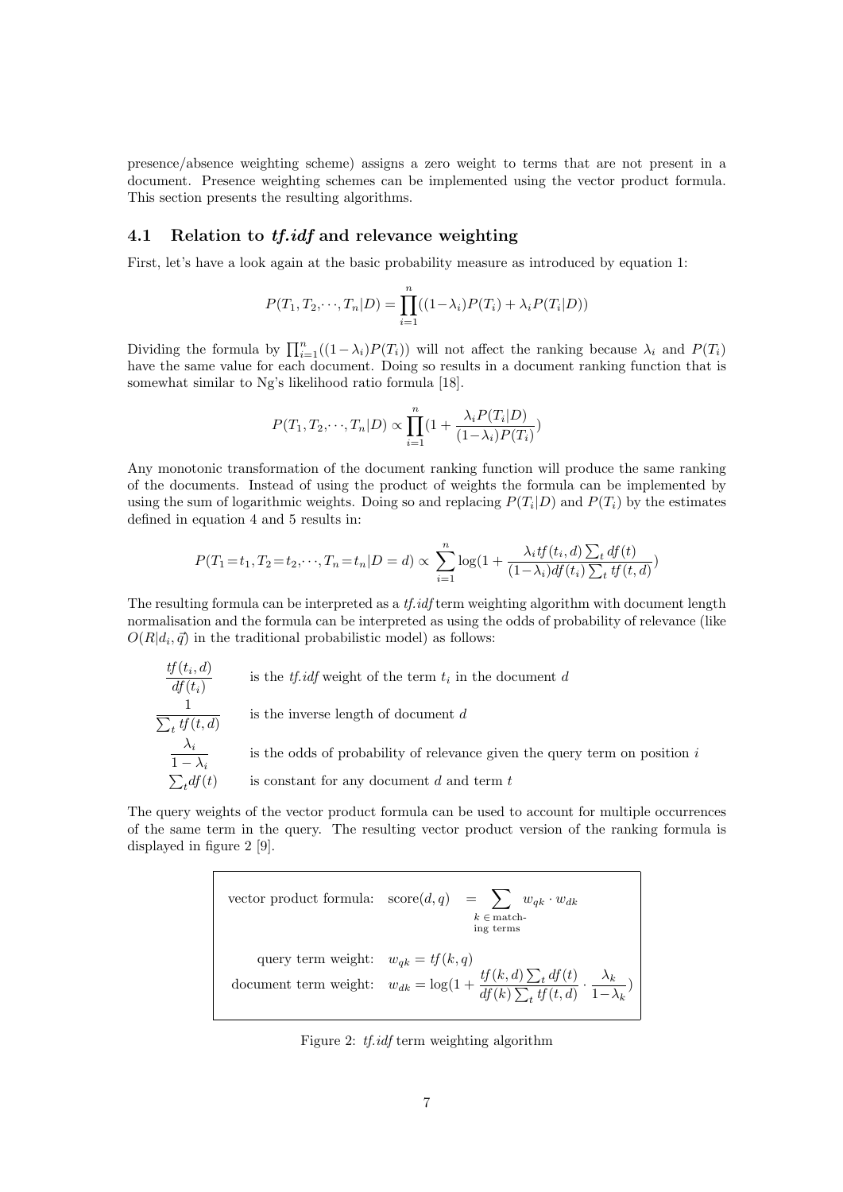presence/absence weighting scheme) assigns a zero weight to terms that are not present in a document. Presence weighting schemes can be implemented using the vector product formula. This section presents the resulting algorithms.

### 4.1 Relation to *tf.idf* and relevance weighting

First, let's have a look again at the basic probability measure as introduced by equation 1:

$$P(T_1, T_2, \cdots, T_n|D) = \prod_{i=1}^{n}((1-\lambda_i)P(T_i) + \lambda_i P(T_i|D))$$

Dividing the formula by $\prod_{i=1}^{n}((1-\lambda_i)P(T_i))$ will not affect the ranking because $\lambda_i$ and $P(T_i)$ have the same value for each document. Doing so results in a document ranking function that is somewhat similar to Ng's likelihood ratio formula [18].

$$P(T_1, T_2, \cdots, T_n|D) \propto \prod_{i=1}^{n}(1 + \frac{\lambda_i P(T_i|D)}{(1-\lambda_i)P(T_i)})$$

Any monotonic transformation of the document ranking function will produce the same ranking of the documents. Instead of using the product of weights the formula can be implemented by using the sum of logarithmic weights. Doing so and replacing $P(T_i|D)$ and $P(T_i)$ by the estimates defined in equation 4 and 5 results in:

$$P(T_1 = t_1, T_2 = t_2, \cdots, T_n = t_n|D = d) \propto \sum_{i=1}^{n}\log(1 + \frac{\lambda_i tf(t_i, d)\sum_t df(t)}{(1-\lambda_i)df(t_i)\sum_t tf(t, d)})$$

The resulting formula can be interpreted as a *tf.idf* term weighting algorithm with document length normalisation and the formula can be interpreted as using the odds of probability of relevance (like $O(R|d_i, \vec{q})$ in the traditional probabilistic model) as follows:

| | |
|---|---|
| $\frac{tf(t_i, d)}{df(t_i)}$ | is the *tf.idf* weight of the term $t_i$ in the document $d$ |
| $\frac{1}{\sum_t tf(t, d)}$ | is the inverse length of document $d$ |
| $\frac{\lambda_i}{1-\lambda_i}$ | is the odds of probability of relevance given the query term on position $i$ |
| $\sum_t df(t)$ | is constant for any document $d$ and term $t$ |

The query weights of the vector product formula can be used to account for multiple occurrences of the same term in the query. The resulting vector product version of the ranking formula is displayed in figure 2 [9].

vector product formula: $\text{score}(d, q) = \sum_{k \,\in\, \text{matching terms}} w_{qk} \cdot w_{dk}$

query term weight: $w_{qk} = tf(k, q)$

document term weight: $w_{dk} = \log(1 + \frac{tf(k, d)\sum_t df(t)}{df(k)\sum_t tf(t, d)} \cdot \frac{\lambda_k}{1-\lambda_k})$

Figure 2: *tf.idf* term weighting algorithm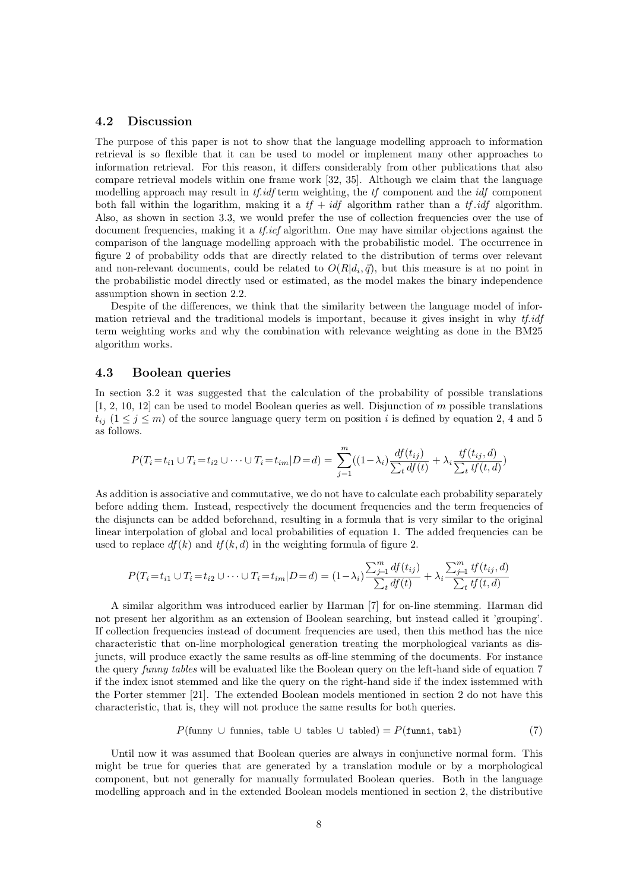### 4.2 Discussion

The purpose of this paper is not to show that the language modelling approach to information retrieval is so flexible that it can be used to model or implement many other approaches to information retrieval. For this reason, it differs considerably from other publications that also compare retrieval models within one frame work [32, 35]. Although we claim that the language modelling approach may result in *tf.idf* term weighting, the *tf* component and the *idf* component both fall within the logarithm, making it a *tf* + *idf* algorithm rather than a *tf*.*idf* algorithm. Also, as shown in section 3.3, we would prefer the use of collection frequencies over the use of document frequencies, making it a *tf.icf* algorithm. One may have similar objections against the comparison of the language modelling approach with the probabilistic model. The occurrence in figure 2 of probability odds that are directly related to the distribution of terms over relevant and non-relevant documents, could be related to $O(R|d_i, \vec{q})$, but this measure is at no point in the probabilistic model directly used or estimated, as the model makes the binary independence assumption shown in section 2.2.

Despite of the differences, we think that the similarity between the language model of information retrieval and the traditional models is important, because it gives insight in why *tf.idf* term weighting works and why the combination with relevance weighting as done in the BM25 algorithm works.

### 4.3 Boolean queries

In section 3.2 it was suggested that the calculation of the probability of possible translations [1, 2, 10, 12] can be used to model Boolean queries as well. Disjunction of $m$ possible translations $t_{ij}$ $(1 \leq j \leq m)$ of the source language query term on position $i$ is defined by equation 2, 4 and 5 as follows.

$$P(T_i{=}t_{i1} \cup T_i{=}t_{i2} \cup \cdots \cup T_i{=}t_{im}|D{=}d) = \sum_{j=1}^{m}((1{-}\lambda_i)\frac{df(t_{ij})}{\sum_t df(t)} + \lambda_i \frac{tf(t_{ij},d)}{\sum_t tf(t,d)})$$

As addition is associative and commutative, we do not have to calculate each probability separately before adding them. Instead, respectively the document frequencies and the term frequencies of the disjuncts can be added beforehand, resulting in a formula that is very similar to the original linear interpolation of global and local probabilities of equation 1. The added frequencies can be used to replace $df(k)$ and $tf(k,d)$ in the weighting formula of figure 2.

$$P(T_i{=}t_{i1} \cup T_i{=}t_{i2} \cup \cdots \cup T_i{=}t_{im}|D{=}d) = (1{-}\lambda_i)\frac{\sum_{j=1}^{m} df(t_{ij})}{\sum_t df(t)} + \lambda_i \frac{\sum_{j=1}^{m} tf(t_{ij},d)}{\sum_t tf(t,d)}$$

A similar algorithm was introduced earlier by Harman [7] for on-line stemming. Harman did not present her algorithm as an extension of Boolean searching, but instead called it 'grouping'. If collection frequencies instead of document frequencies are used, then this method has the nice characteristic that on-line morphological generation treating the morphological variants as disjuncts, will produce exactly the same results as off-line stemming of the documents. For instance the query *funny tables* will be evaluated like the Boolean query on the left-hand side of equation 7 if the index isnot stemmed and like the query on the right-hand side if the index isstemmed with the Porter stemmer [21]. The extended Boolean models mentioned in section 2 do not have this characteristic, that is, they will not produce the same results for both queries.

$$P(\text{funny} \cup \text{funnies, table} \cup \text{tables} \cup \text{tabled}) = P(\texttt{funni}, \texttt{tabl}) \tag{7}$$

Until now it was assumed that Boolean queries are always in conjunctive normal form. This might be true for queries that are generated by a translation module or by a morphological component, but not generally for manually formulated Boolean queries. Both in the language modelling approach and in the extended Boolean models mentioned in section 2, the distributive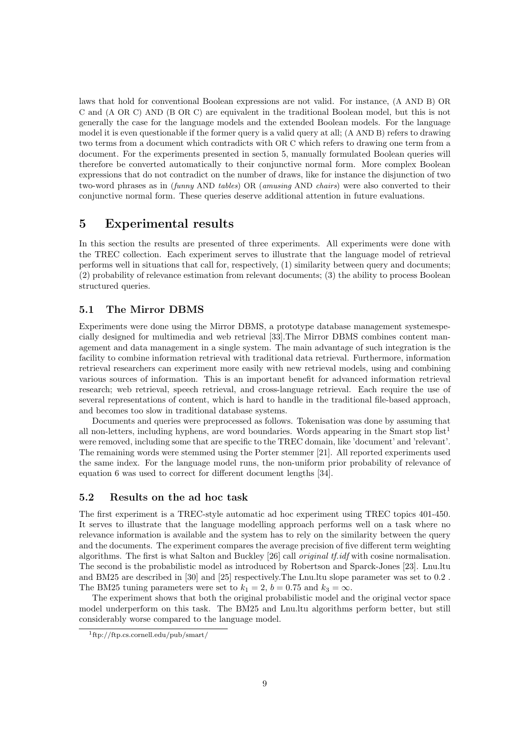laws that hold for conventional Boolean expressions are not valid. For instance, (A AND B) OR C and (A OR C) AND (B OR C) are equivalent in the traditional Boolean model, but this is not generally the case for the language models and the extended Boolean models. For the language model it is even questionable if the former query is a valid query at all; (A AND B) refers to drawing two terms from a document which contradicts with OR C which refers to drawing one term from a document. For the experiments presented in section 5, manually formulated Boolean queries will therefore be converted automatically to their conjunctive normal form. More complex Boolean expressions that do not contradict on the number of draws, like for instance the disjunction of two two-word phrases as in (*funny* AND *tables*) OR (*amusing* AND *chairs*) were also converted to their conjunctive normal form. These queries deserve additional attention in future evaluations.

# 5 Experimental results

In this section the results are presented of three experiments. All experiments were done with the TREC collection. Each experiment serves to illustrate that the language model of retrieval performs well in situations that call for, respectively, (1) similarity between query and documents; (2) probability of relevance estimation from relevant documents; (3) the ability to process Boolean structured queries.

## 5.1 The Mirror DBMS

Experiments were done using the Mirror DBMS, a prototype database management systemespecially designed for multimedia and web retrieval [33].The Mirror DBMS combines content management and data management in a single system. The main advantage of such integration is the facility to combine information retrieval with traditional data retrieval. Furthermore, information retrieval researchers can experiment more easily with new retrieval models, using and combining various sources of information. This is an important benefit for advanced information retrieval research; web retrieval, speech retrieval, and cross-language retrieval. Each require the use of several representations of content, which is hard to handle in the traditional file-based approach, and becomes too slow in traditional database systems.

Documents and queries were preprocessed as follows. Tokenisation was done by assuming that all non-letters, including hyphens, are word boundaries. Words appearing in the Smart stop list[1] were removed, including some that are specific to the TREC domain, like 'document' and 'relevant'. The remaining words were stemmed using the Porter stemmer [21]. All reported experiments used the same index. For the language model runs, the non-uniform prior probability of relevance of equation 6 was used to correct for different document lengths [34].

## 5.2 Results on the ad hoc task

The first experiment is a TREC-style automatic ad hoc experiment using TREC topics 401-450. It serves to illustrate that the language modelling approach performs well on a task where no relevance information is available and the system has to rely on the similarity between the query and the documents. The experiment compares the average precision of five different term weighting algorithms. The first is what Salton and Buckley [26] call *original tf.idf* with cosine normalisation. The second is the probabilistic model as introduced by Robertson and Sparck-Jones [23]. Lnu.ltu and BM25 are described in [30] and [25] respectively.The Lnu.ltu slope parameter was set to 0.2 . The BM25 tuning parameters were set to $k_1 = 2$, $b = 0.75$ and $k_3 = \infty$.

The experiment shows that both the original probabilistic model and the original vector space model underperform on this task. The BM25 and Lnu.ltu algorithms perform better, but still considerably worse compared to the language model.

[1] ftp://ftp.cs.cornell.edu/pub/smart/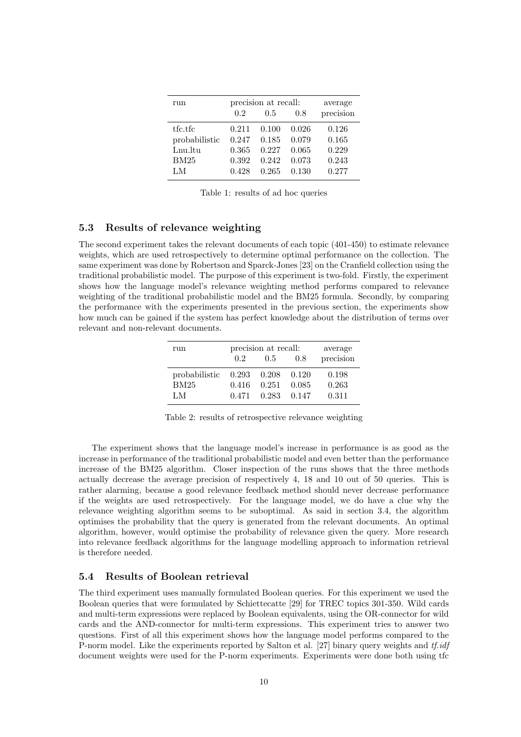| run | precision at recall: | | | average |
|---|---|---|---|---|
| | 0.2 | 0.5 | 0.8 | precision |
| tfc.tfc | 0.211 | 0.100 | 0.026 | 0.126 |
| probabilistic | 0.247 | 0.185 | 0.079 | 0.165 |
| Lnu.ltu | 0.365 | 0.227 | 0.065 | 0.229 |
| BM25 | 0.392 | 0.242 | 0.073 | 0.243 |
| LM | 0.428 | 0.265 | 0.130 | 0.277 |

Table 1: results of ad hoc queries

### 5.3 Results of relevance weighting

The second experiment takes the relevant documents of each topic (401-450) to estimate relevance weights, which are used retrospectively to determine optimal performance on the collection. The same experiment was done by Robertson and Sparck-Jones [23] on the Cranfield collection using the traditional probabilistic model. The purpose of this experiment is two-fold. Firstly, the experiment shows how the language model's relevance weighting method performs compared to relevance weighting of the traditional probabilistic model and the BM25 formula. Secondly, by comparing the performance with the experiments presented in the previous section, the experiments show how much can be gained if the system has perfect knowledge about the distribution of terms over relevant and non-relevant documents.

| run | precision at recall: | | | average |
|---|---|---|---|---|
| | 0.2 | 0.5 | 0.8 | precision |
| probabilistic | 0.293 | 0.208 | 0.120 | 0.198 |
| BM25 | 0.416 | 0.251 | 0.085 | 0.263 |
| LM | 0.471 | 0.283 | 0.147 | 0.311 |

Table 2: results of retrospective relevance weighting

The experiment shows that the language model's increase in performance is as good as the increase in performance of the traditional probabilistic model and even better than the performance increase of the BM25 algorithm. Closer inspection of the runs shows that the three methods actually decrease the average precision of respectively 4, 18 and 10 out of 50 queries. This is rather alarming, because a good relevance feedback method should never decrease performance if the weights are used retrospectively. For the language model, we do have a clue why the relevance weighting algorithm seems to be suboptimal. As said in section 3.4, the algorithm optimises the probability that the query is generated from the relevant documents. An optimal algorithm, however, would optimise the probability of relevance given the query. More research into relevance feedback algorithms for the language modelling approach to information retrieval is therefore needed.

### 5.4 Results of Boolean retrieval

The third experiment uses manually formulated Boolean queries. For this experiment we used the Boolean queries that were formulated by Schiettecatte [29] for TREC topics 301-350. Wild cards and multi-term expressions were replaced by Boolean equivalents, using the OR-connector for wild cards and the AND-connector for multi-term expressions. This experiment tries to answer two questions. First of all this experiment shows how the language model performs compared to the P-norm model. Like the experiments reported by Salton et al. [27] binary query weights and *tf.idf* document weights were used for the P-norm experiments. Experiments were done both using tfc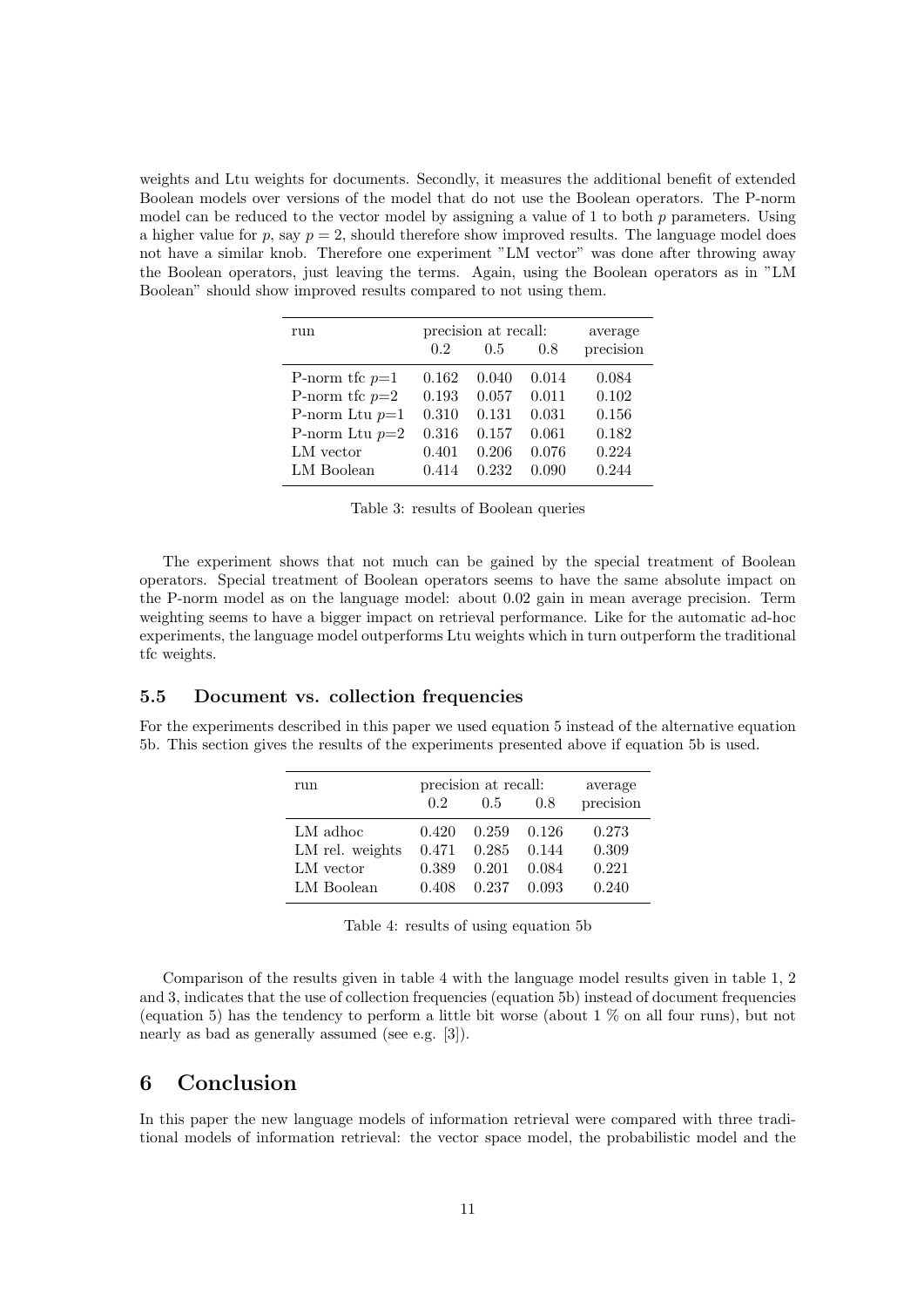weights and Ltu weights for documents. Secondly, it measures the additional benefit of extended Boolean models over versions of the model that do not use the Boolean operators. The P-norm model can be reduced to the vector model by assigning a value of 1 to both $p$ parameters. Using a higher value for $p$, say $p = 2$, should therefore show improved results. The language model does not have a similar knob. Therefore one experiment "LM vector" was done after throwing away the Boolean operators, just leaving the terms. Again, using the Boolean operators as in "LM Boolean" should show improved results compared to not using them.

| run | precision at recall: | | | average |
|---|---|---|---|---|
| | 0.2 | 0.5 | 0.8 | precision |
| P-norm tfc $p$=1 | 0.162 | 0.040 | 0.014 | 0.084 |
| P-norm tfc $p$=2 | 0.193 | 0.057 | 0.011 | 0.102 |
| P-norm Ltu $p$=1 | 0.310 | 0.131 | 0.031 | 0.156 |
| P-norm Ltu $p$=2 | 0.316 | 0.157 | 0.061 | 0.182 |
| LM vector | 0.401 | 0.206 | 0.076 | 0.224 |
| LM Boolean | 0.414 | 0.232 | 0.090 | 0.244 |

Table 3: results of Boolean queries

The experiment shows that not much can be gained by the special treatment of Boolean operators. Special treatment of Boolean operators seems to have the same absolute impact on the P-norm model as on the language model: about 0.02 gain in mean average precision. Term weighting seems to have a bigger impact on retrieval performance. Like for the automatic ad-hoc experiments, the language model outperforms Ltu weights which in turn outperform the traditional tfc weights.

### 5.5 Document vs. collection frequencies

For the experiments described in this paper we used equation 5 instead of the alternative equation 5b. This section gives the results of the experiments presented above if equation 5b is used.

| run | precision at recall: | | | average |
|---|---|---|---|---|
| | 0.2 | 0.5 | 0.8 | precision |
| LM adhoc | 0.420 | 0.259 | 0.126 | 0.273 |
| LM rel. weights | 0.471 | 0.285 | 0.144 | 0.309 |
| LM vector | 0.389 | 0.201 | 0.084 | 0.221 |
| LM Boolean | 0.408 | 0.237 | 0.093 | 0.240 |

Table 4: results of using equation 5b

Comparison of the results given in table 4 with the language model results given in table 1, 2 and 3, indicates that the use of collection frequencies (equation 5b) instead of document frequencies (equation 5) has the tendency to perform a little bit worse (about 1 % on all four runs), but not nearly as bad as generally assumed (see e.g. [3]).

## 6 Conclusion

In this paper the new language models of information retrieval were compared with three traditional models of information retrieval: the vector space model, the probabilistic model and the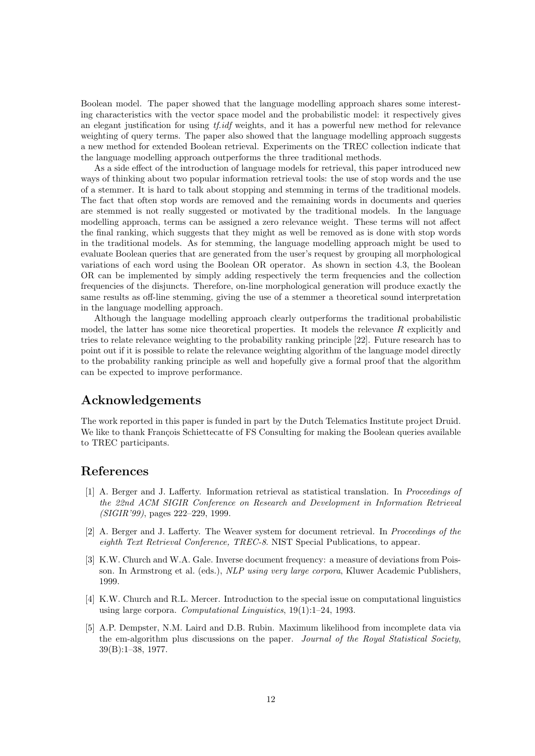Boolean model. The paper showed that the language modelling approach shares some interesting characteristics with the vector space model and the probabilistic model: it respectively gives an elegant justification for using *tf.idf* weights, and it has a powerful new method for relevance weighting of query terms. The paper also showed that the language modelling approach suggests a new method for extended Boolean retrieval. Experiments on the TREC collection indicate that the language modelling approach outperforms the three traditional methods.

As a side effect of the introduction of language models for retrieval, this paper introduced new ways of thinking about two popular information retrieval tools: the use of stop words and the use of a stemmer. It is hard to talk about stopping and stemming in terms of the traditional models. The fact that often stop words are removed and the remaining words in documents and queries are stemmed is not really suggested or motivated by the traditional models. In the language modelling approach, terms can be assigned a zero relevance weight. These terms will not affect the final ranking, which suggests that they might as well be removed as is done with stop words in the traditional models. As for stemming, the language modelling approach might be used to evaluate Boolean queries that are generated from the user's request by grouping all morphological variations of each word using the Boolean OR operator. As shown in section 4.3, the Boolean OR can be implemented by simply adding respectively the term frequencies and the collection frequencies of the disjuncts. Therefore, on-line morphological generation will produce exactly the same results as off-line stemming, giving the use of a stemmer a theoretical sound interpretation in the language modelling approach.

Although the language modelling approach clearly outperforms the traditional probabilistic model, the latter has some nice theoretical properties. It models the relevance $R$ explicitly and tries to relate relevance weighting to the probability ranking principle [22]. Future research has to point out if it is possible to relate the relevance weighting algorithm of the language model directly to the probability ranking principle as well and hopefully give a formal proof that the algorithm can be expected to improve performance.

## Acknowledgements

The work reported in this paper is funded in part by the Dutch Telematics Institute project Druid. We like to thank François Schiettecatte of FS Consulting for making the Boolean queries available to TREC participants.

## References

[1] A. Berger and J. Lafferty. Information retrieval as statistical translation. In *Proceedings of the 22nd ACM SIGIR Conference on Research and Development in Information Retrieval (SIGIR'99)*, pages 222–229, 1999.

[2] A. Berger and J. Lafferty. The Weaver system for document retrieval. In *Proceedings of the eighth Text Retrieval Conference, TREC-8*. NIST Special Publications, to appear.

[3] K.W. Church and W.A. Gale. Inverse document frequency: a measure of deviations from Poisson. In Armstrong et al. (eds.), *NLP using very large corpora*, Kluwer Academic Publishers, 1999.

[4] K.W. Church and R.L. Mercer. Introduction to the special issue on computational linguistics using large corpora. *Computational Linguistics*, 19(1):1–24, 1993.

[5] A.P. Dempster, N.M. Laird and D.B. Rubin. Maximum likelihood from incomplete data via the em-algorithm plus discussions on the paper. *Journal of the Royal Statistical Society*, 39(B):1–38, 1977.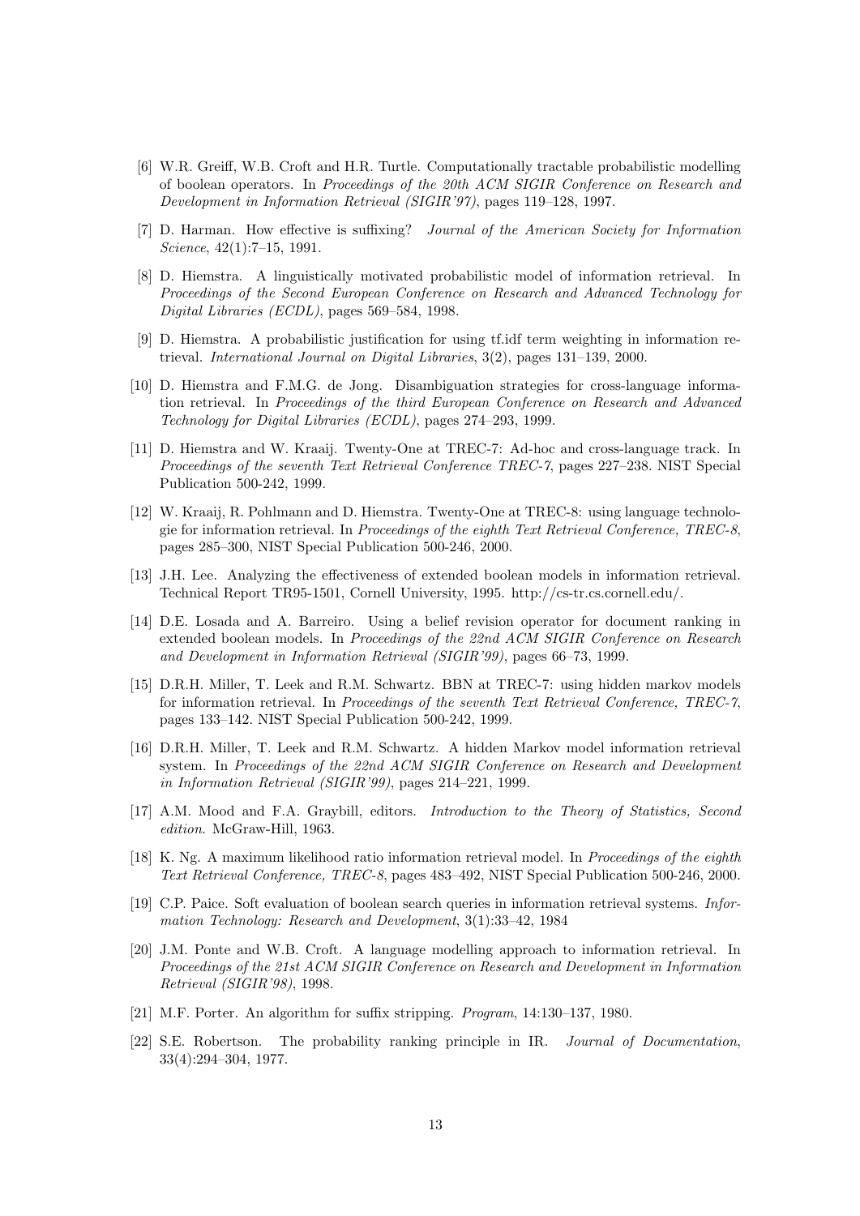[6] W.R. Greiff, W.B. Croft and H.R. Turtle. Computationally tractable probabilistic modelling of boolean operators. In *Proceedings of the 20th ACM SIGIR Conference on Research and Development in Information Retrieval (SIGIR'97)*, pages 119–128, 1997.

[7] D. Harman. How effective is suffixing? *Journal of the American Society for Information Science*, 42(1):7–15, 1991.

[8] D. Hiemstra. A linguistically motivated probabilistic model of information retrieval. In *Proceedings of the Second European Conference on Research and Advanced Technology for Digital Libraries (ECDL)*, pages 569–584, 1998.

[9] D. Hiemstra. A probabilistic justification for using tf.idf term weighting in information retrieval. *International Journal on Digital Libraries*, 3(2), pages 131–139, 2000.

[10] D. Hiemstra and F.M.G. de Jong. Disambiguation strategies for cross-language information retrieval. In *Proceedings of the third European Conference on Research and Advanced Technology for Digital Libraries (ECDL)*, pages 274–293, 1999.

[11] D. Hiemstra and W. Kraaij. Twenty-One at TREC-7: Ad-hoc and cross-language track. In *Proceedings of the seventh Text Retrieval Conference TREC-7*, pages 227–238. NIST Special Publication 500-242, 1999.

[12] W. Kraaij, R. Pohlmann and D. Hiemstra. Twenty-One at TREC-8: using language technologie for information retrieval. In *Proceedings of the eighth Text Retrieval Conference, TREC-8*, pages 285–300, NIST Special Publication 500-246, 2000.

[13] J.H. Lee. Analyzing the effectiveness of extended boolean models in information retrieval. Technical Report TR95-1501, Cornell University, 1995. http://cs-tr.cs.cornell.edu/.

[14] D.E. Losada and A. Barreiro. Using a belief revision operator for document ranking in extended boolean models. In *Proceedings of the 22nd ACM SIGIR Conference on Research and Development in Information Retrieval (SIGIR'99)*, pages 66–73, 1999.

[15] D.R.H. Miller, T. Leek and R.M. Schwartz. BBN at TREC-7: using hidden markov models for information retrieval. In *Proceedings of the seventh Text Retrieval Conference, TREC-7*, pages 133–142. NIST Special Publication 500-242, 1999.

[16] D.R.H. Miller, T. Leek and R.M. Schwartz. A hidden Markov model information retrieval system. In *Proceedings of the 22nd ACM SIGIR Conference on Research and Development in Information Retrieval (SIGIR'99)*, pages 214–221, 1999.

[17] A.M. Mood and F.A. Graybill, editors. *Introduction to the Theory of Statistics, Second edition*. McGraw-Hill, 1963.

[18] K. Ng. A maximum likelihood ratio information retrieval model. In *Proceedings of the eighth Text Retrieval Conference, TREC-8*, pages 483–492, NIST Special Publication 500-246, 2000.

[19] C.P. Paice. Soft evaluation of boolean search queries in information retrieval systems. *Information Technology: Research and Development*, 3(1):33–42, 1984

[20] J.M. Ponte and W.B. Croft. A language modelling approach to information retrieval. In *Proceedings of the 21st ACM SIGIR Conference on Research and Development in Information Retrieval (SIGIR'98)*, 1998.

[21] M.F. Porter. An algorithm for suffix stripping. *Program*, 14:130–137, 1980.

[22] S.E. Robertson. The probability ranking principle in IR. *Journal of Documentation*, 33(4):294–304, 1977.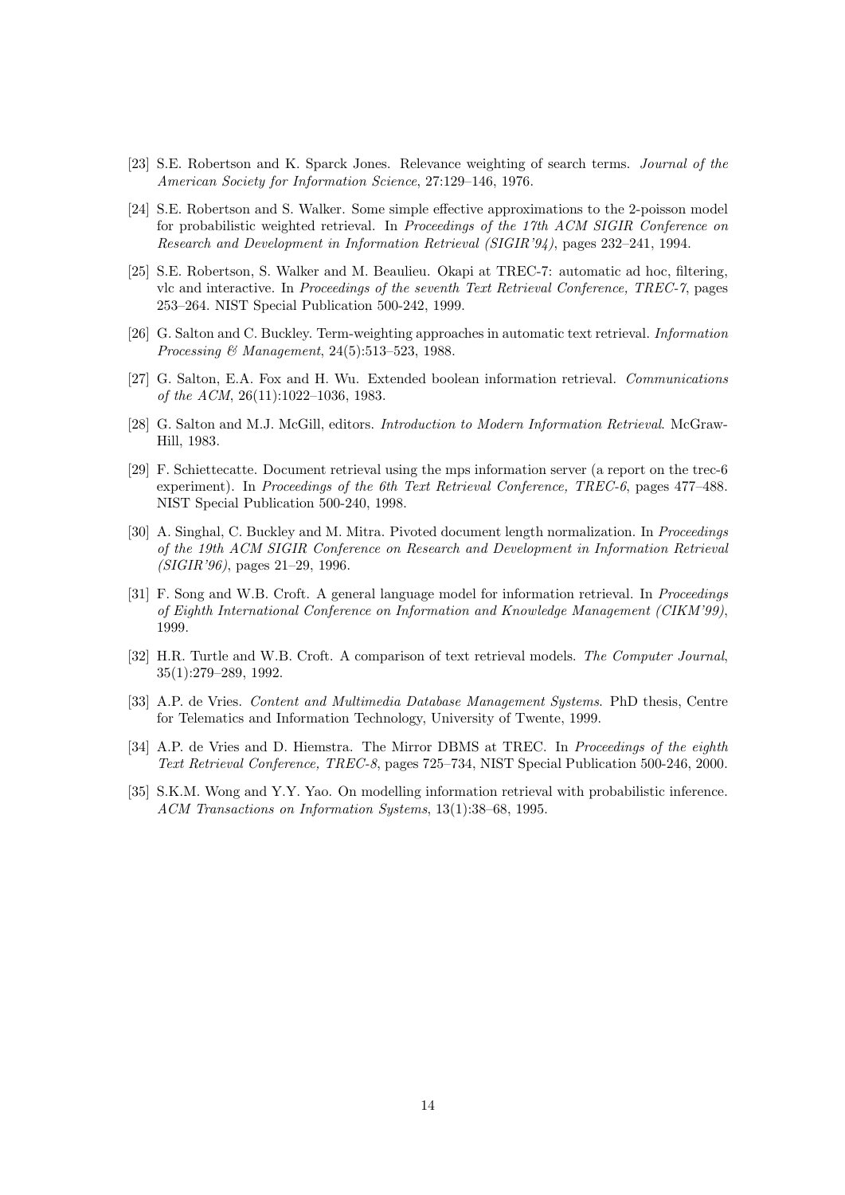[23] S.E. Robertson and K. Sparck Jones. Relevance weighting of search terms. *Journal of the American Society for Information Science*, 27:129–146, 1976.

[24] S.E. Robertson and S. Walker. Some simple effective approximations to the 2-poisson model for probabilistic weighted retrieval. In *Proceedings of the 17th ACM SIGIR Conference on Research and Development in Information Retrieval (SIGIR'94)*, pages 232–241, 1994.

[25] S.E. Robertson, S. Walker and M. Beaulieu. Okapi at TREC-7: automatic ad hoc, filtering, vlc and interactive. In *Proceedings of the seventh Text Retrieval Conference, TREC-7*, pages 253–264. NIST Special Publication 500-242, 1999.

[26] G. Salton and C. Buckley. Term-weighting approaches in automatic text retrieval. *Information Processing & Management*, 24(5):513–523, 1988.

[27] G. Salton, E.A. Fox and H. Wu. Extended boolean information retrieval. *Communications of the ACM*, 26(11):1022–1036, 1983.

[28] G. Salton and M.J. McGill, editors. *Introduction to Modern Information Retrieval*. McGraw-Hill, 1983.

[29] F. Schiettecatte. Document retrieval using the mps information server (a report on the trec-6 experiment). In *Proceedings of the 6th Text Retrieval Conference, TREC-6*, pages 477–488. NIST Special Publication 500-240, 1998.

[30] A. Singhal, C. Buckley and M. Mitra. Pivoted document length normalization. In *Proceedings of the 19th ACM SIGIR Conference on Research and Development in Information Retrieval (SIGIR'96)*, pages 21–29, 1996.

[31] F. Song and W.B. Croft. A general language model for information retrieval. In *Proceedings of Eighth International Conference on Information and Knowledge Management (CIKM'99)*, 1999.

[32] H.R. Turtle and W.B. Croft. A comparison of text retrieval models. *The Computer Journal*, 35(1):279–289, 1992.

[33] A.P. de Vries. *Content and Multimedia Database Management Systems*. PhD thesis, Centre for Telematics and Information Technology, University of Twente, 1999.

[34] A.P. de Vries and D. Hiemstra. The Mirror DBMS at TREC. In *Proceedings of the eighth Text Retrieval Conference, TREC-8*, pages 725–734, NIST Special Publication 500-246, 2000.

[35] S.K.M. Wong and Y.Y. Yao. On modelling information retrieval with probabilistic inference. *ACM Transactions on Information Systems*, 13(1):38–68, 1995.